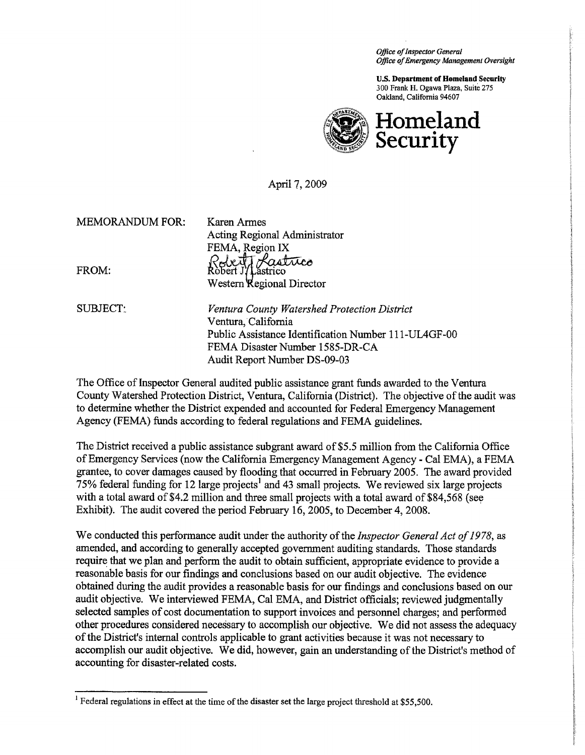*Office of Inspector General*
*Office of Emergency Management Oversight*

**U.S. Department of Homeland Security**
300 Frank H. Ogawa Plaza, Suite 275
Oakland, California 94607

**Homeland Security**

April 7, 2009

MEMORANDUM FOR: Karen Armes
Acting Regional Administrator
FEMA, Region IX

FROM: Robert J. Lastrico
Western Regional Director

SUBJECT: *Ventura County Watershed Protection District*
Ventura, California
Public Assistance Identification Number 111-UL4GF-00
FEMA Disaster Number 1585-DR-CA
Audit Report Number DS-09-03

The Office of Inspector General audited public assistance grant funds awarded to the Ventura County Watershed Protection District, Ventura, California (District). The objective of the audit was to determine whether the District expended and accounted for Federal Emergency Management Agency (FEMA) funds according to federal regulations and FEMA guidelines.

The District received a public assistance subgrant award of $5.5 million from the California Office of Emergency Services (now the California Emergency Management Agency - Cal EMA), a FEMA grantee, to cover damages caused by flooding that occurred in February 2005. The award provided 75% federal funding for 12 large projects[1] and 43 small projects. We reviewed six large projects with a total award of $4.2 million and three small projects with a total award of $84,568 (see Exhibit). The audit covered the period February 16, 2005, to December 4, 2008.

We conducted this performance audit under the authority of the *Inspector General Act of 1978*, as amended, and according to generally accepted government auditing standards. Those standards require that we plan and perform the audit to obtain sufficient, appropriate evidence to provide a reasonable basis for our findings and conclusions based on our audit objective. The evidence obtained during the audit provides a reasonable basis for our findings and conclusions based on our audit objective. We interviewed FEMA, Cal EMA, and District officials; reviewed judgmentally selected samples of cost documentation to support invoices and personnel charges; and performed other procedures considered necessary to accomplish our objective. We did not assess the adequacy of the District's internal controls applicable to grant activities because it was not necessary to accomplish our audit objective. We did, however, gain an understanding of the District's method of accounting for disaster-related costs.

[1] Federal regulations in effect at the time of the disaster set the large project threshold at $55,500.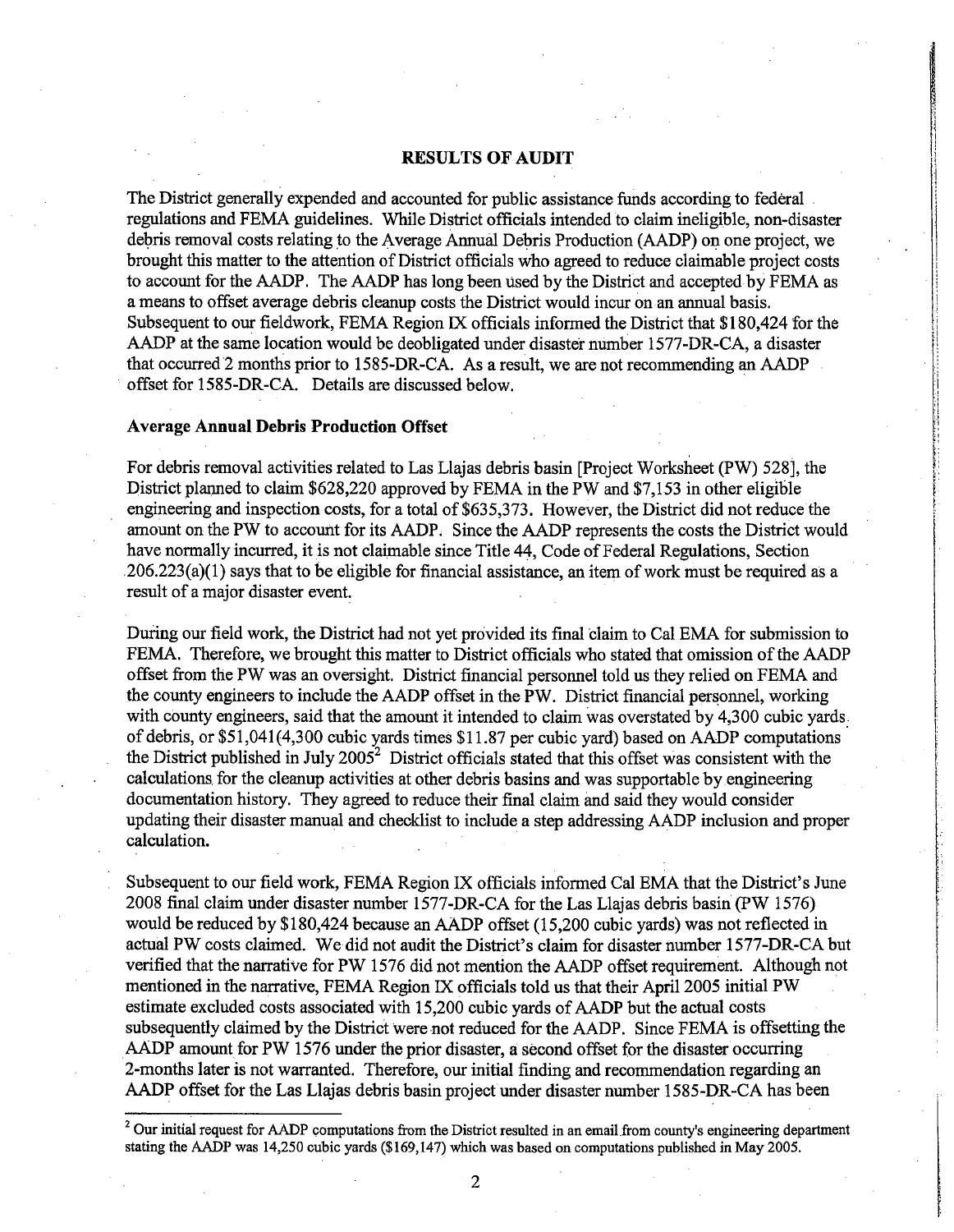## RESULTS OF AUDIT

The District generally expended and accounted for public assistance funds according to federal regulations and FEMA guidelines. While District officials intended to claim ineligible, non-disaster debris removal costs relating to the Average Annual Debris Production (AADP) on one project, we brought this matter to the attention of District officials who agreed to reduce claimable project costs to account for the AADP. The AADP has long been used by the District and accepted by FEMA as a means to offset average debris cleanup costs the District would incur on an annual basis. Subsequent to our fieldwork, FEMA Region IX officials informed the District that $180,424 for the AADP at the same location would be deobligated under disaster number 1577-DR-CA, a disaster that occurred 2 months prior to 1585-DR-CA. As a result, we are not recommending an AADP offset for 1585-DR-CA. Details are discussed below.

### Average Annual Debris Production Offset

For debris removal activities related to Las Llajas debris basin [Project Worksheet (PW) 528], the District planned to claim $628,220 approved by FEMA in the PW and $7,153 in other eligible engineering and inspection costs, for a total of $635,373. However, the District did not reduce the amount on the PW to account for its AADP. Since the AADP represents the costs the District would have normally incurred, it is not claimable since Title 44, Code of Federal Regulations, Section 206.223(a)(1) says that to be eligible for financial assistance, an item of work must be required as a result of a major disaster event.

During our field work, the District had not yet provided its final claim to Cal EMA for submission to FEMA. Therefore, we brought this matter to District officials who stated that omission of the AADP offset from the PW was an oversight. District financial personnel told us they relied on FEMA and the county engineers to include the AADP offset in the PW. District financial personnel, working with county engineers, said that the amount it intended to claim was overstated by 4,300 cubic yards of debris, or $51,041(4,300 cubic yards times $11.87 per cubic yard) based on AADP computations the District published in July 2005[2] District officials stated that this offset was consistent with the calculations for the cleanup activities at other debris basins and was supportable by engineering documentation history. They agreed to reduce their final claim and said they would consider updating their disaster manual and checklist to include a step addressing AADP inclusion and proper calculation.

Subsequent to our field work, FEMA Region IX officials informed Cal EMA that the District's June 2008 final claim under disaster number 1577-DR-CA for the Las Llajas debris basin (PW 1576) would be reduced by $180,424 because an AADP offset (15,200 cubic yards) was not reflected in actual PW costs claimed. We did not audit the District's claim for disaster number 1577-DR-CA but verified that the narrative for PW 1576 did not mention the AADP offset requirement. Although not mentioned in the narrative, FEMA Region IX officials told us that their April 2005 initial PW estimate excluded costs associated with 15,200 cubic yards of AADP but the actual costs subsequently claimed by the District were not reduced for the AADP. Since FEMA is offsetting the AADP amount for PW 1576 under the prior disaster, a second offset for the disaster occurring 2-months later is not warranted. Therefore, our initial finding and recommendation regarding an AADP offset for the Las Llajas debris basin project under disaster number 1585-DR-CA has been

[2] Our initial request for AADP computations from the District resulted in an email from county's engineering department stating the AADP was 14,250 cubic yards ($169,147) which was based on computations published in May 2005.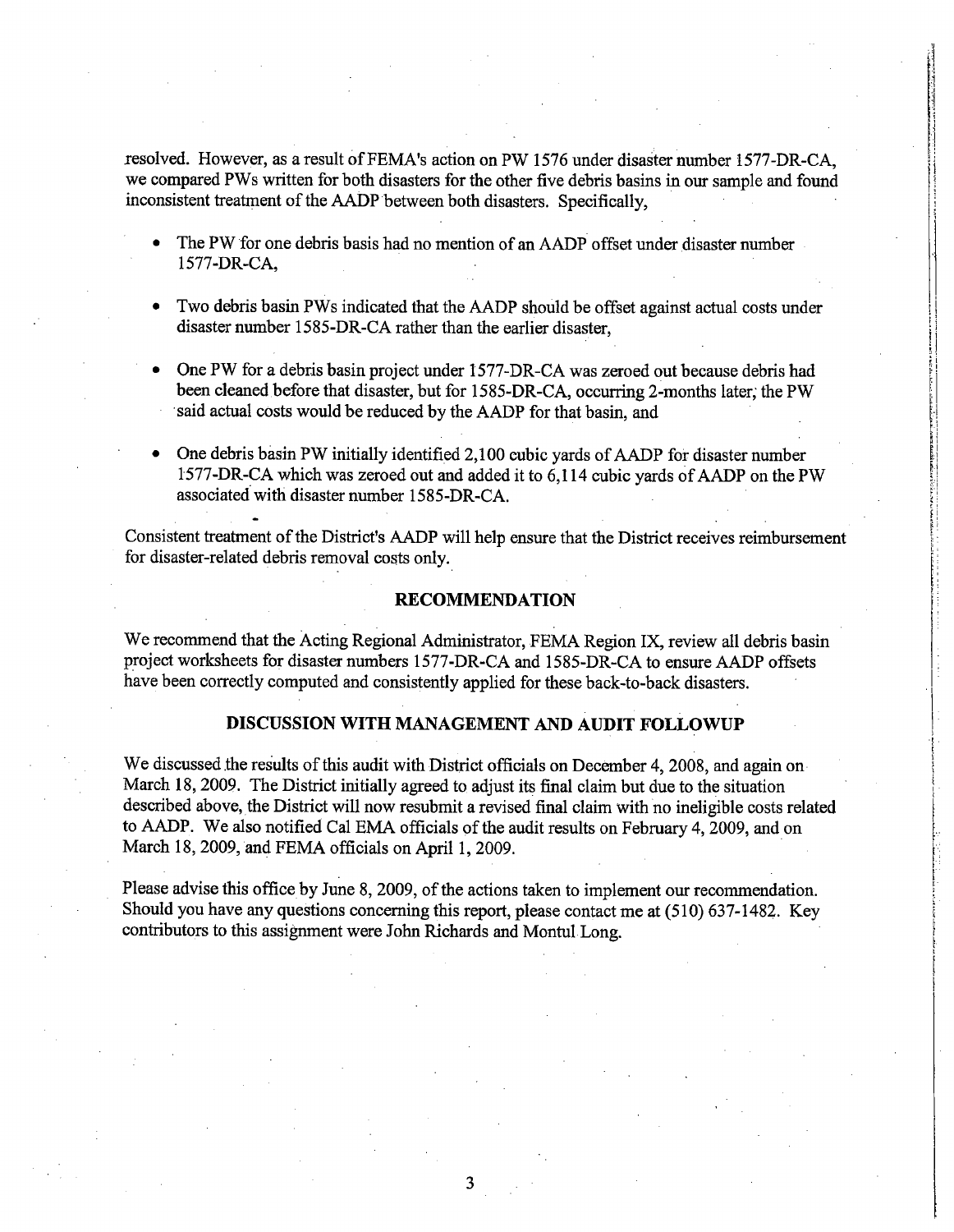resolved. However, as a result of FEMA's action on PW 1576 under disaster number 1577-DR-CA, we compared PWs written for both disasters for the other five debris basins in our sample and found inconsistent treatment of the AADP between both disasters. Specifically,

- The PW for one debris basis had no mention of an AADP offset under disaster number 1577-DR-CA,
- Two debris basin PWs indicated that the AADP should be offset against actual costs under disaster number 1585-DR-CA rather than the earlier disaster,
- One PW for a debris basin project under 1577-DR-CA was zeroed out because debris had been cleaned before that disaster, but for 1585-DR-CA, occurring 2-months later, the PW said actual costs would be reduced by the AADP for that basin, and
- One debris basin PW initially identified 2,100 cubic yards of AADP for disaster number 1577-DR-CA which was zeroed out and added it to 6,114 cubic yards of AADP on the PW associated with disaster number 1585-DR-CA.

Consistent treatment of the District's AADP will help ensure that the District receives reimbursement for disaster-related debris removal costs only.

## RECOMMENDATION

We recommend that the Acting Regional Administrator, FEMA Region IX, review all debris basin project worksheets for disaster numbers 1577-DR-CA and 1585-DR-CA to ensure AADP offsets have been correctly computed and consistently applied for these back-to-back disasters.

## DISCUSSION WITH MANAGEMENT AND AUDIT FOLLOWUP

We discussed the results of this audit with District officials on December 4, 2008, and again on March 18, 2009. The District initially agreed to adjust its final claim but due to the situation described above, the District will now resubmit a revised final claim with no ineligible costs related to AADP. We also notified Cal EMA officials of the audit results on February 4, 2009, and on March 18, 2009, and FEMA officials on April 1, 2009.

Please advise this office by June 8, 2009, of the actions taken to implement our recommendation. Should you have any questions concerning this report, please contact me at (510) 637-1482. Key contributors to this assignment were John Richards and Montul Long.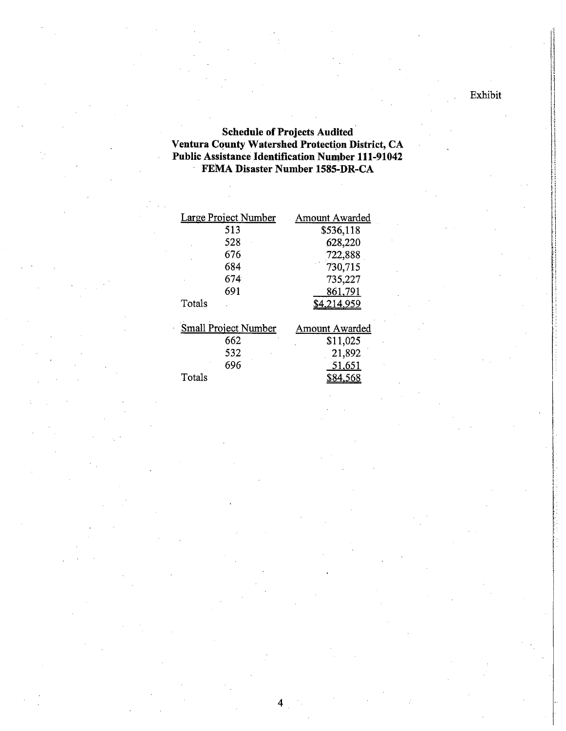Exhibit

**Schedule of Projects Audited**
**Ventura County Watershed Protection District, CA**
**Public Assistance Identification Number 111-91042**
**FEMA Disaster Number 1585-DR-CA**

| Large Project Number | Amount Awarded |
|---|---|
| 513 | $536,118 |
| 528 | 628,220 |
| 676 | 722,888 |
| 684 | 730,715 |
| 674 | 735,227 |
| 691 | 861,791 |
| Totals | $4,214,959 |

| Small Project Number | Amount Awarded |
|---|---|
| 662 | $11,025 |
| 532 | 21,892 |
| 696 | 51,651 |
| Totals | $84,568 |